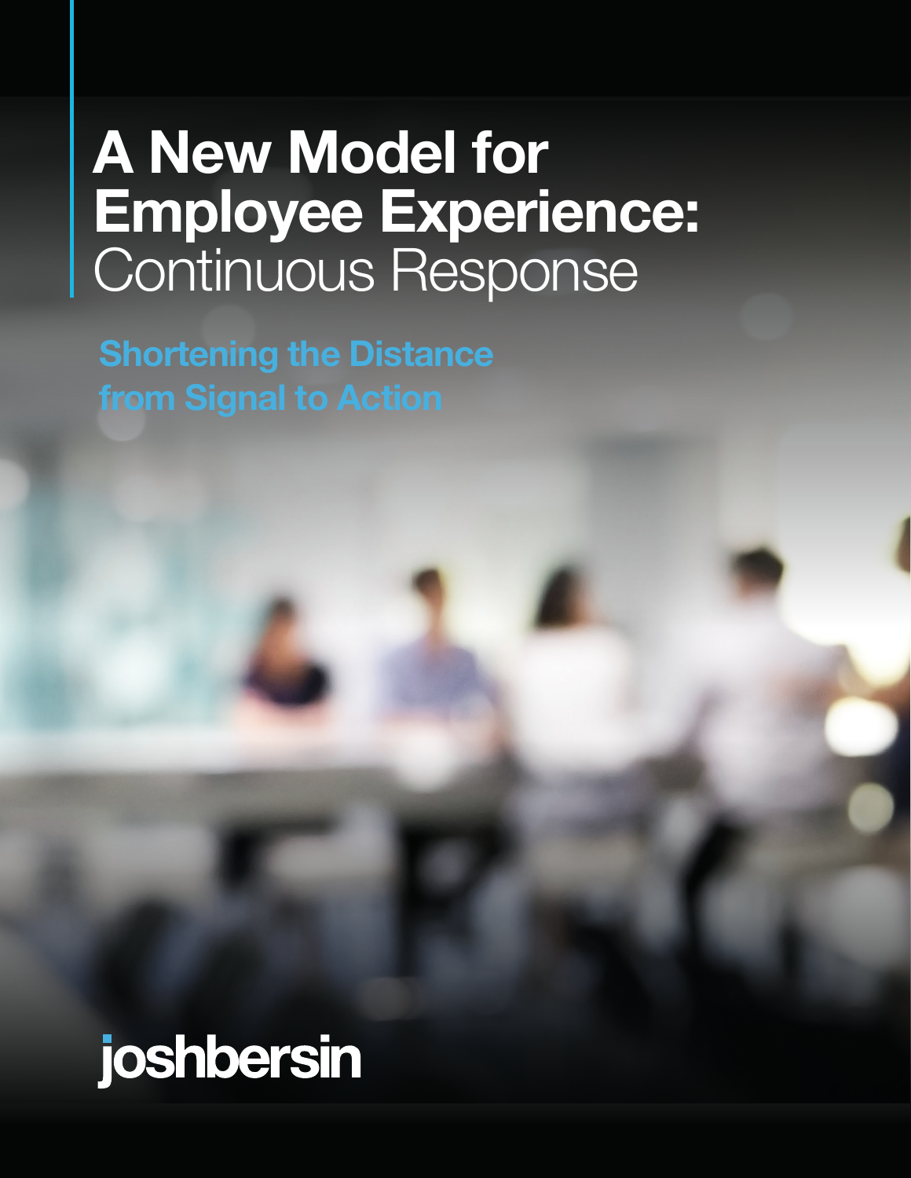# A New Model for Employee Experience: Continuous Response

## Shortening the Distance from Signal to Action

joshbersin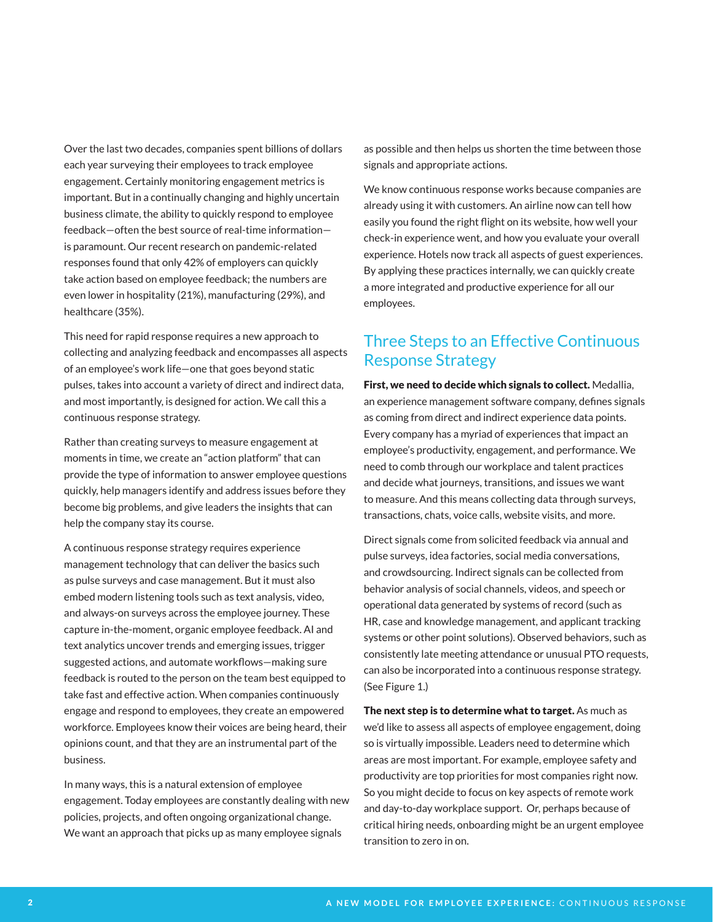Over the last two decades, companies spent billions of dollars each year surveying their employees to track employee engagement. Certainly monitoring engagement metrics is important. But in a continually changing and highly uncertain business climate, the ability to quickly respond to employee feedback—often the best source of real-time information—is paramount. Our recent research on pandemic-related responses found that only 42% of employers can quickly take action based on employee feedback; the numbers are even lower in hospitality (21%), manufacturing (29%), and healthcare (35%).

This need for rapid response requires a new approach to collecting and analyzing feedback and encompasses all aspects of an employee's work life—one that goes beyond static pulses, takes into account a variety of direct and indirect data, and most importantly, is designed for action. We call this a continuous response strategy.

Rather than creating surveys to measure engagement at moments in time, we create an "action platform" that can provide the type of information to answer employee questions quickly, help managers identify and address issues before they become big problems, and give leaders the insights that can help the company stay its course.

A continuous response strategy requires experience management technology that can deliver the basics such as pulse surveys and case management. But it must also embed modern listening tools such as text analysis, video, and always-on surveys across the employee journey. These capture in-the-moment, organic employee feedback. AI and text analytics uncover trends and emerging issues, trigger suggested actions, and automate workflows—making sure feedback is routed to the person on the team best equipped to take fast and effective action. When companies continuously engage and respond to employees, they create an empowered workforce. Employees know their voices are being heard, their opinions count, and that they are an instrumental part of the business.

In many ways, this is a natural extension of employee engagement. Today employees are constantly dealing with new policies, projects, and often ongoing organizational change. We want an approach that picks up as many employee signals as possible and then helps us shorten the time between those signals and appropriate actions.

We know continuous response works because companies are already using it with customers. An airline now can tell how easily you found the right flight on its website, how well your check-in experience went, and how you evaluate your overall experience. Hotels now track all aspects of guest experiences. By applying these practices internally, we can quickly create a more integrated and productive experience for all our employees.

## Three Steps to an Effective Continuous Response Strategy

**First, we need to decide which signals to collect.** Medallia, an experience management software company, defines signals as coming from direct and indirect experience data points. Every company has a myriad of experiences that impact an employee's productivity, engagement, and performance. We need to comb through our workplace and talent practices and decide what journeys, transitions, and issues we want to measure. And this means collecting data through surveys, transactions, chats, voice calls, website visits, and more.

Direct signals come from solicited feedback via annual and pulse surveys, idea factories, social media conversations, and crowdsourcing. Indirect signals can be collected from behavior analysis of social channels, videos, and speech or operational data generated by systems of record (such as HR, case and knowledge management, and applicant tracking systems or other point solutions). Observed behaviors, such as consistently late meeting attendance or unusual PTO requests, can also be incorporated into a continuous response strategy. (See Figure 1.)

**The next step is to determine what to target.** As much as we'd like to assess all aspects of employee engagement, doing so is virtually impossible. Leaders need to determine which areas are most important. For example, employee safety and productivity are top priorities for most companies right now. So you might decide to focus on key aspects of remote work and day-to-day workplace support. Or, perhaps because of critical hiring needs, onboarding might be an urgent employee transition to zero in on.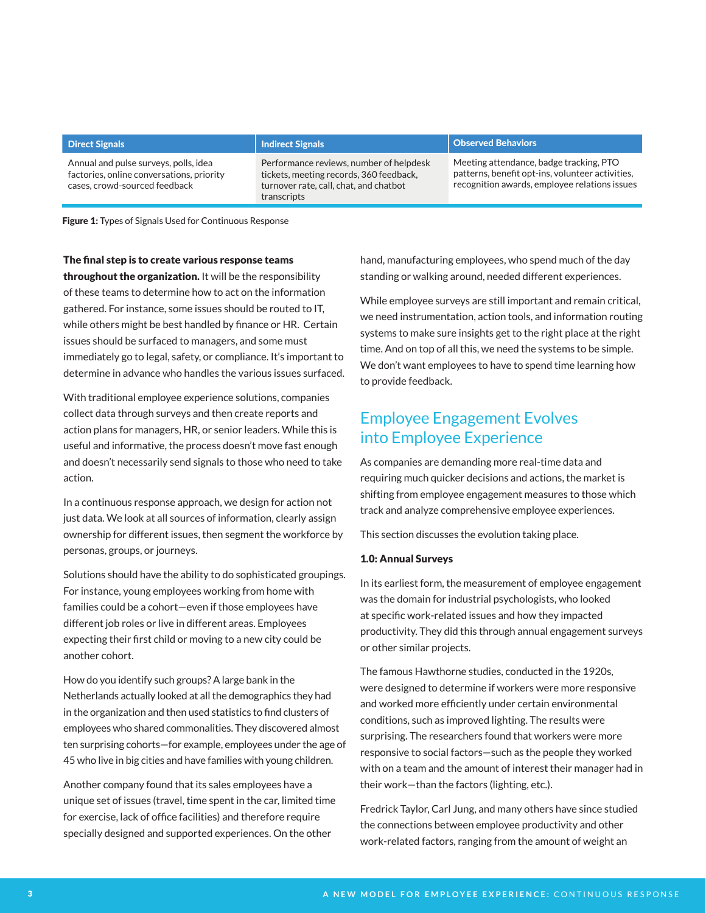| Direct Signals | Indirect Signals | Observed Behaviors |
| --- | --- | --- |
| Annual and pulse surveys, polls, idea factories, online conversations, priority cases, crowd-sourced feedback | Performance reviews, number of helpdesk tickets, meeting records, 360 feedback, turnover rate, call, chat, and chatbot transcripts | Meeting attendance, badge tracking, PTO patterns, benefit opt-ins, volunteer activities, recognition awards, employee relations issues |

**Figure 1:** Types of Signals Used for Continuous Response

**The final step is to create various response teams throughout the organization.** It will be the responsibility of these teams to determine how to act on the information gathered. For instance, some issues should be routed to IT, while others might be best handled by finance or HR. Certain issues should be surfaced to managers, and some must immediately go to legal, safety, or compliance. It's important to determine in advance who handles the various issues surfaced.

With traditional employee experience solutions, companies collect data through surveys and then create reports and action plans for managers, HR, or senior leaders. While this is useful and informative, the process doesn't move fast enough and doesn't necessarily send signals to those who need to take action.

In a continuous response approach, we design for action not just data. We look at all sources of information, clearly assign ownership for different issues, then segment the workforce by personas, groups, or journeys.

Solutions should have the ability to do sophisticated groupings. For instance, young employees working from home with families could be a cohort—even if those employees have different job roles or live in different areas. Employees expecting their first child or moving to a new city could be another cohort.

How do you identify such groups? A large bank in the Netherlands actually looked at all the demographics they had in the organization and then used statistics to find clusters of employees who shared commonalities. They discovered almost ten surprising cohorts—for example, employees under the age of 45 who live in big cities and have families with young children.

Another company found that its sales employees have a unique set of issues (travel, time spent in the car, limited time for exercise, lack of office facilities) and therefore require specially designed and supported experiences. On the other hand, manufacturing employees, who spend much of the day standing or walking around, needed different experiences.

While employee surveys are still important and remain critical, we need instrumentation, action tools, and information routing systems to make sure insights get to the right place at the right time. And on top of all this, we need the systems to be simple. We don't want employees to have to spend time learning how to provide feedback.

## Employee Engagement Evolves into Employee Experience

As companies are demanding more real-time data and requiring much quicker decisions and actions, the market is shifting from employee engagement measures to those which track and analyze comprehensive employee experiences.

This section discusses the evolution taking place.

#### 1.0: Annual Surveys

In its earliest form, the measurement of employee engagement was the domain for industrial psychologists, who looked at specific work-related issues and how they impacted productivity. They did this through annual engagement surveys or other similar projects.

The famous Hawthorne studies, conducted in the 1920s, were designed to determine if workers were more responsive and worked more efficiently under certain environmental conditions, such as improved lighting. The results were surprising. The researchers found that workers were more responsive to social factors—such as the people they worked with on a team and the amount of interest their manager had in their work—than the factors (lighting, etc.).

Fredrick Taylor, Carl Jung, and many others have since studied the connections between employee productivity and other work-related factors, ranging from the amount of weight an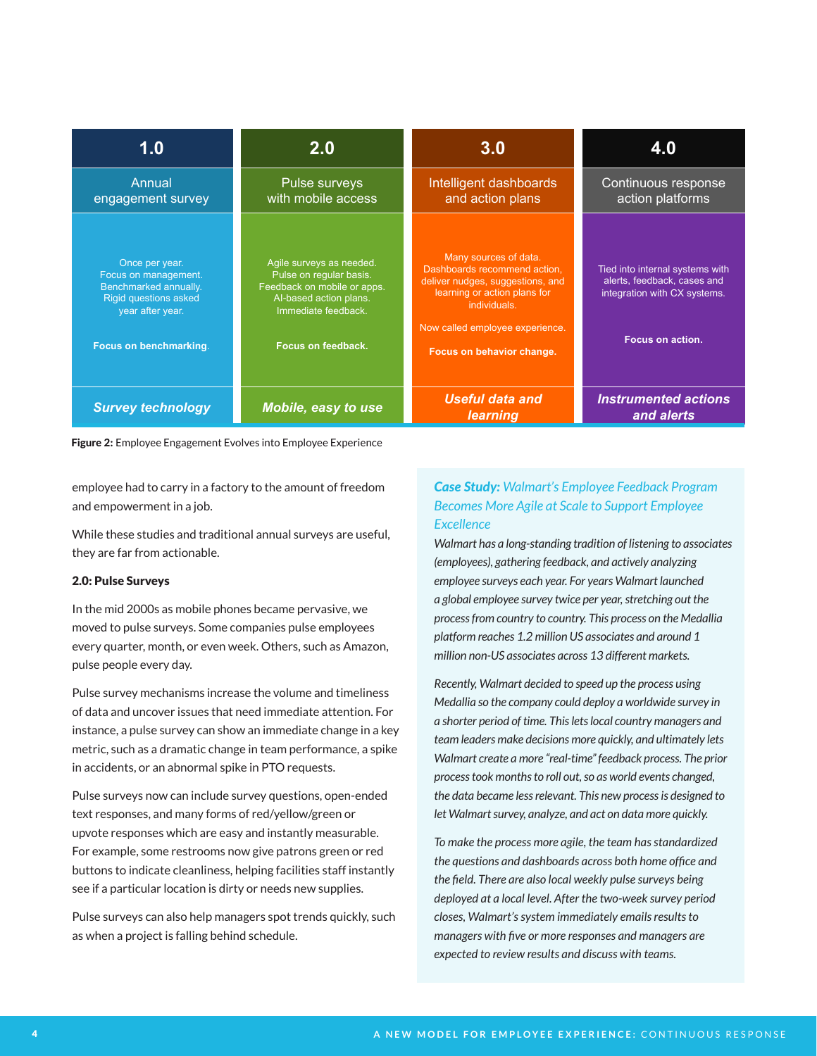| 1.0 | 2.0 | 3.0 | 4.0 |
| --- | --- | --- | --- |
| Annual engagement survey | Pulse surveys with mobile access | Intelligent dashboards and action plans | Continuous response action platforms |
| Once per year. Focus on management. Benchmarked annually. Rigid questions asked year after year. **Focus on benchmarking**. | Agile surveys as needed. Pulse on regular basis. Feedback on mobile or apps. AI-based action plans. Immediate feedback. **Focus on feedback.** | Many sources of data. Dashboards recommend action, deliver nudges, suggestions, and learning or action plans for individuals. Now called employee experience. **Focus on behavior change.** | Tied into internal systems with alerts, feedback, cases and integration with CX systems. **Focus on action.** |
| ***Survey technology*** | ***Mobile, easy to use*** | ***Useful data and learning*** | ***Instrumented actions and alerts*** |

**Figure 2:** Employee Engagement Evolves into Employee Experience

employee had to carry in a factory to the amount of freedom and empowerment in a job.

While these studies and traditional annual surveys are useful, they are far from actionable.

### 2.0: Pulse Surveys

In the mid 2000s as mobile phones became pervasive, we moved to pulse surveys. Some companies pulse employees every quarter, month, or even week. Others, such as Amazon, pulse people every day.

Pulse survey mechanisms increase the volume and timeliness of data and uncover issues that need immediate attention. For instance, a pulse survey can show an immediate change in a key metric, such as a dramatic change in team performance, a spike in accidents, or an abnormal spike in PTO requests.

Pulse surveys now can include survey questions, open-ended text responses, and many forms of red/yellow/green or upvote responses which are easy and instantly measurable. For example, some restrooms now give patrons green or red buttons to indicate cleanliness, helping facilities staff instantly see if a particular location is dirty or needs new supplies.

Pulse surveys can also help managers spot trends quickly, such as when a project is falling behind schedule.

### ***Case Study:*** *Walmart's Employee Feedback Program Becomes More Agile at Scale to Support Employee Excellence*

*Walmart has a long-standing tradition of listening to associates (employees), gathering feedback, and actively analyzing employee surveys each year. For years Walmart launched a global employee survey twice per year, stretching out the process from country to country. This process on the Medallia platform reaches 1.2 million US associates and around 1 million non-US associates across 13 different markets.*

*Recently, Walmart decided to speed up the process using Medallia so the company could deploy a worldwide survey in a shorter period of time. This lets local country managers and team leaders make decisions more quickly, and ultimately lets Walmart create a more "real-time" feedback process. The prior process took months to roll out, so as world events changed, the data became less relevant. This new process is designed to let Walmart survey, analyze, and act on data more quickly.*

*To make the process more agile, the team has standardized the questions and dashboards across both home office and the field. There are also local weekly pulse surveys being deployed at a local level. After the two-week survey period closes, Walmart's system immediately emails results to managers with five or more responses and managers are expected to review results and discuss with teams.*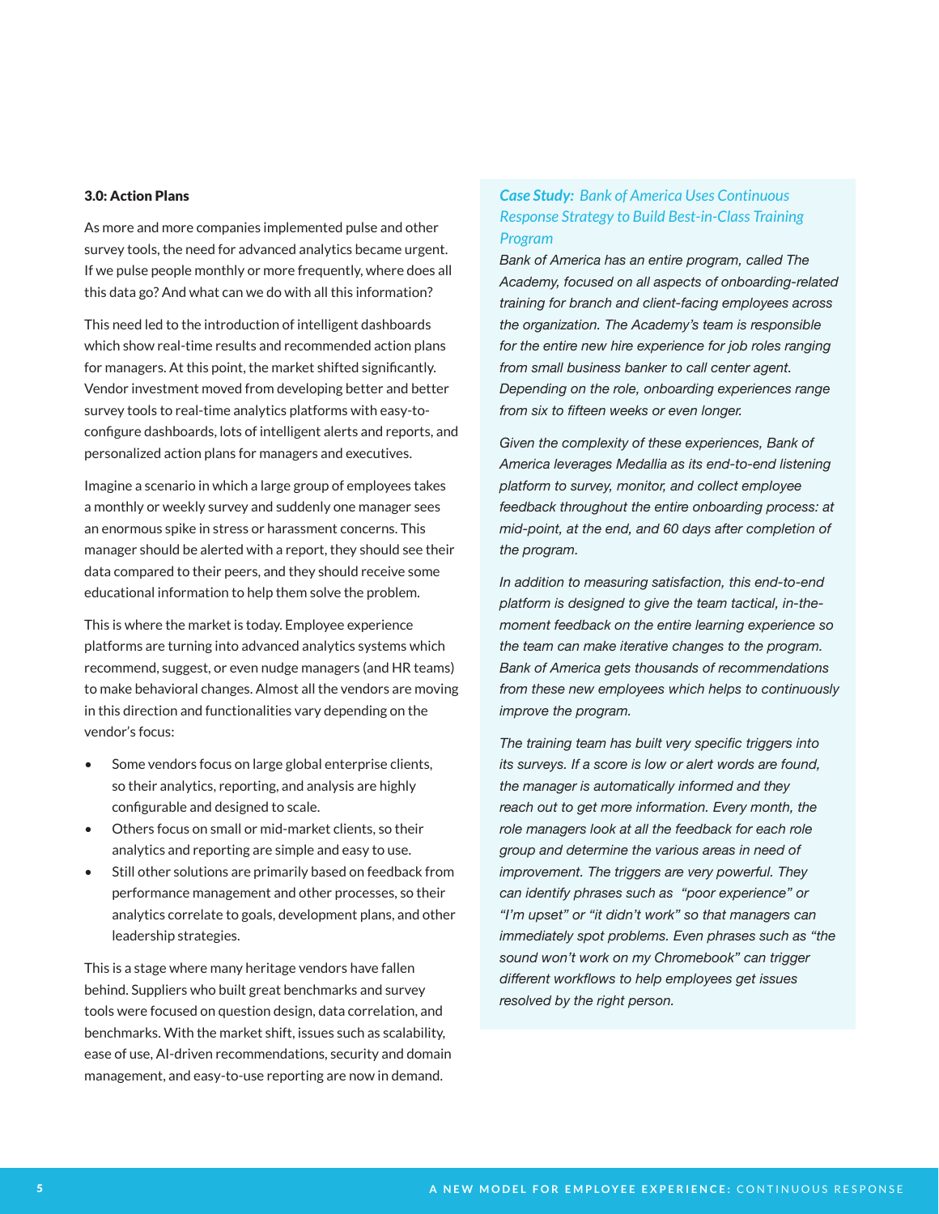### 3.0: Action Plans

As more and more companies implemented pulse and other survey tools, the need for advanced analytics became urgent. If we pulse people monthly or more frequently, where does all this data go? And what can we do with all this information?

This need led to the introduction of intelligent dashboards which show real-time results and recommended action plans for managers. At this point, the market shifted significantly. Vendor investment moved from developing better and better survey tools to real-time analytics platforms with easy-to-configure dashboards, lots of intelligent alerts and reports, and personalized action plans for managers and executives.

Imagine a scenario in which a large group of employees takes a monthly or weekly survey and suddenly one manager sees an enormous spike in stress or harassment concerns. This manager should be alerted with a report, they should see their data compared to their peers, and they should receive some educational information to help them solve the problem.

This is where the market is today. Employee experience platforms are turning into advanced analytics systems which recommend, suggest, or even nudge managers (and HR teams) to make behavioral changes. Almost all the vendors are moving in this direction and functionalities vary depending on the vendor's focus:

- Some vendors focus on large global enterprise clients, so their analytics, reporting, and analysis are highly configurable and designed to scale.
- Others focus on small or mid-market clients, so their analytics and reporting are simple and easy to use.
- Still other solutions are primarily based on feedback from performance management and other processes, so their analytics correlate to goals, development plans, and other leadership strategies.

This is a stage where many heritage vendors have fallen behind. Suppliers who built great benchmarks and survey tools were focused on question design, data correlation, and benchmarks. With the market shift, issues such as scalability, ease of use, AI-driven recommendations, security and domain management, and easy-to-use reporting are now in demand.

***Case Study:** Bank of America Uses Continuous Response Strategy to Build Best-in-Class Training Program*

*Bank of America has an entire program, called The Academy, focused on all aspects of onboarding-related training for branch and client-facing employees across the organization. The Academy's team is responsible for the entire new hire experience for job roles ranging from small business banker to call center agent. Depending on the role, onboarding experiences range from six to fifteen weeks or even longer.*

*Given the complexity of these experiences, Bank of America leverages Medallia as its end-to-end listening platform to survey, monitor, and collect employee feedback throughout the entire onboarding process: at mid-point, at the end, and 60 days after completion of the program.*

*In addition to measuring satisfaction, this end-to-end platform is designed to give the team tactical, in-the-moment feedback on the entire learning experience so the team can make iterative changes to the program. Bank of America gets thousands of recommendations from these new employees which helps to continuously improve the program.*

*The training team has built very specific triggers into its surveys. If a score is low or alert words are found, the manager is automatically informed and they reach out to get more information. Every month, the role managers look at all the feedback for each role group and determine the various areas in need of improvement. The triggers are very powerful. They can identify phrases such as "poor experience" or "I'm upset" or "it didn't work" so that managers can immediately spot problems. Even phrases such as "the sound won't work on my Chromebook" can trigger different workflows to help employees get issues resolved by the right person.*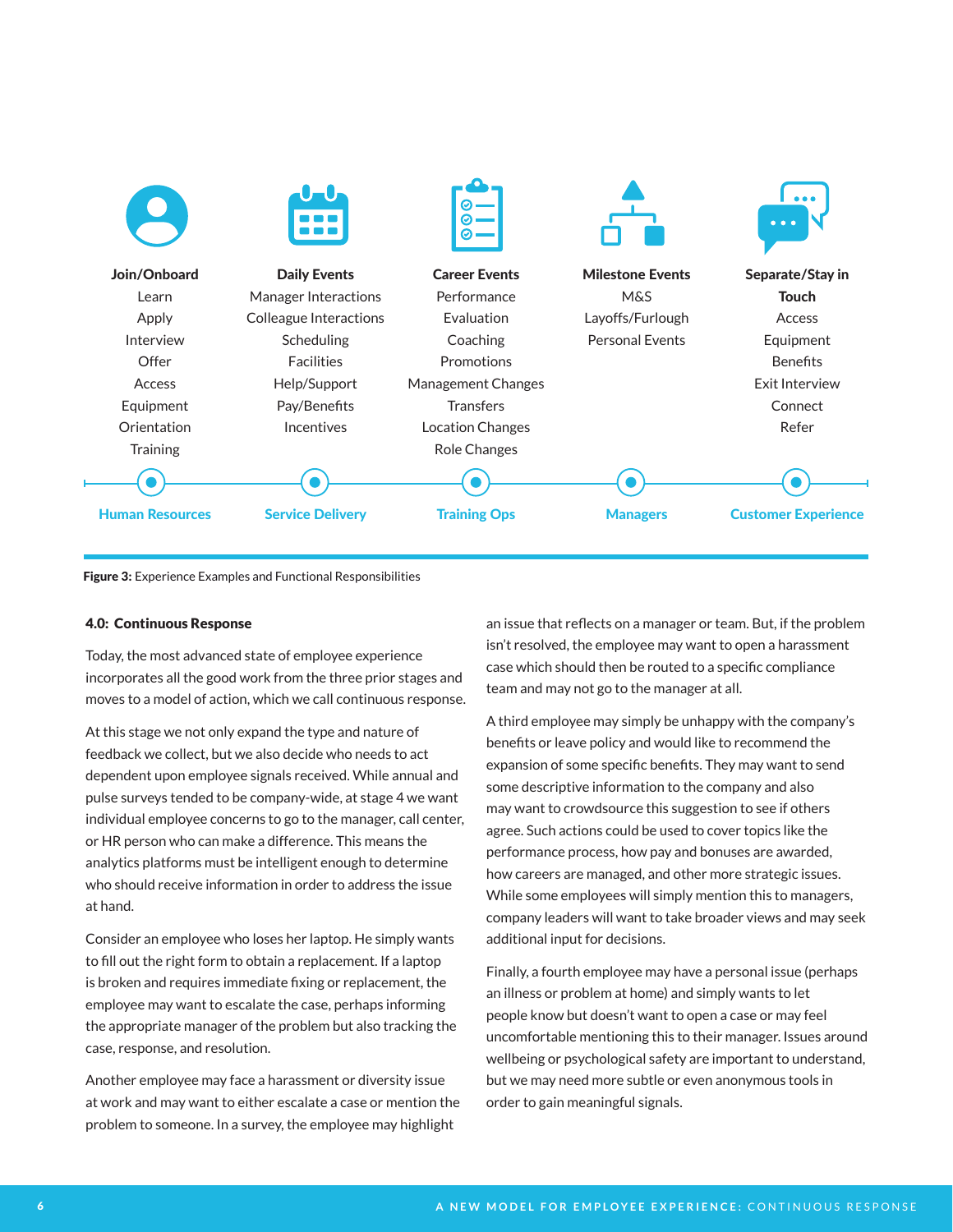| Join/Onboard | Daily Events | Career Events | Milestone Events | Separate/Stay in Touch |
|---|---|---|---|---|
| Learn | Manager Interactions | Performance | M&S | Access |
| Apply | Colleague Interactions | Evaluation | Layoffs/Furlough | Equipment |
| Interview | Scheduling | Coaching | Personal Events | Benefits |
| Offer | Facilities | Promotions | | Exit Interview |
| Access | Help/Support | Management Changes | | Connect |
| Equipment | Pay/Benefits | Transfers | | Refer |
| Orientation | Incentives | Location Changes | | |
| Training | | Role Changes | | |
| **Human Resources** | **Service Delivery** | **Training Ops** | **Managers** | **Customer Experience** |

**Figure 3:** Experience Examples and Functional Responsibilities

### 4.0: Continuous Response

Today, the most advanced state of employee experience incorporates all the good work from the three prior stages and moves to a model of action, which we call continuous response.

At this stage we not only expand the type and nature of feedback we collect, but we also decide who needs to act dependent upon employee signals received. While annual and pulse surveys tended to be company-wide, at stage 4 we want individual employee concerns to go to the manager, call center, or HR person who can make a difference. This means the analytics platforms must be intelligent enough to determine who should receive information in order to address the issue at hand.

Consider an employee who loses her laptop. He simply wants to fill out the right form to obtain a replacement. If a laptop is broken and requires immediate fixing or replacement, the employee may want to escalate the case, perhaps informing the appropriate manager of the problem but also tracking the case, response, and resolution.

Another employee may face a harassment or diversity issue at work and may want to either escalate a case or mention the problem to someone. In a survey, the employee may highlight an issue that reflects on a manager or team. But, if the problem isn't resolved, the employee may want to open a harassment case which should then be routed to a specific compliance team and may not go to the manager at all.

A third employee may simply be unhappy with the company's benefits or leave policy and would like to recommend the expansion of some specific benefits. They may want to send some descriptive information to the company and also may want to crowdsource this suggestion to see if others agree. Such actions could be used to cover topics like the performance process, how pay and bonuses are awarded, how careers are managed, and other more strategic issues. While some employees will simply mention this to managers, company leaders will want to take broader views and may seek additional input for decisions.

Finally, a fourth employee may have a personal issue (perhaps an illness or problem at home) and simply wants to let people know but doesn't want to open a case or may feel uncomfortable mentioning this to their manager. Issues around wellbeing or psychological safety are important to understand, but we may need more subtle or even anonymous tools in order to gain meaningful signals.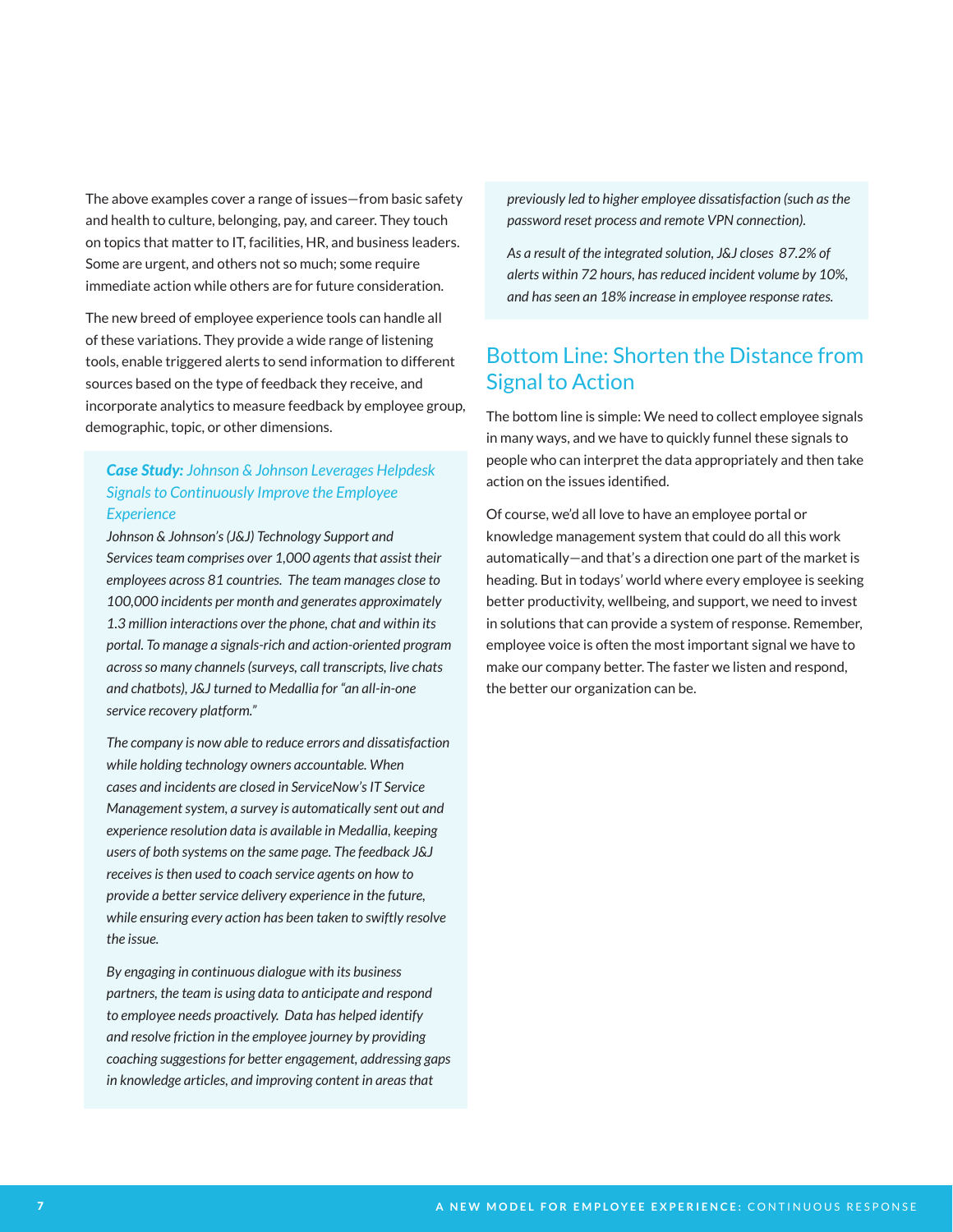The above examples cover a range of issues—from basic safety and health to culture, belonging, pay, and career. They touch on topics that matter to IT, facilities, HR, and business leaders. Some are urgent, and others not so much; some require immediate action while others are for future consideration.

The new breed of employee experience tools can handle all of these variations. They provide a wide range of listening tools, enable triggered alerts to send information to different sources based on the type of feedback they receive, and incorporate analytics to measure feedback by employee group, demographic, topic, or other dimensions.

### ***Case Study:*** *Johnson & Johnson Leverages Helpdesk Signals to Continuously Improve the Employee Experience*

*Johnson & Johnson's (J&J) Technology Support and Services team comprises over 1,000 agents that assist their employees across 81 countries. The team manages close to 100,000 incidents per month and generates approximately 1.3 million interactions over the phone, chat and within its portal. To manage a signals-rich and action-oriented program across so many channels (surveys, call transcripts, live chats and chatbots), J&J turned to Medallia for "an all-in-one service recovery platform."*

*The company is now able to reduce errors and dissatisfaction while holding technology owners accountable. When cases and incidents are closed in ServiceNow's IT Service Management system, a survey is automatically sent out and experience resolution data is available in Medallia, keeping users of both systems on the same page. The feedback J&J receives is then used to coach service agents on how to provide a better service delivery experience in the future, while ensuring every action has been taken to swiftly resolve the issue.*

*By engaging in continuous dialogue with its business partners, the team is using data to anticipate and respond to employee needs proactively. Data has helped identify and resolve friction in the employee journey by providing coaching suggestions for better engagement, addressing gaps in knowledge articles, and improving content in areas that previously led to higher employee dissatisfaction (such as the password reset process and remote VPN connection).*

*As a result of the integrated solution, J&J closes 87.2% of alerts within 72 hours, has reduced incident volume by 10%, and has seen an 18% increase in employee response rates.*

## Bottom Line: Shorten the Distance from Signal to Action

The bottom line is simple: We need to collect employee signals in many ways, and we have to quickly funnel these signals to people who can interpret the data appropriately and then take action on the issues identified.

Of course, we'd all love to have an employee portal or knowledge management system that could do all this work automatically—and that's a direction one part of the market is heading. But in todays' world where every employee is seeking better productivity, wellbeing, and support, we need to invest in solutions that can provide a system of response. Remember, employee voice is often the most important signal we have to make our company better. The faster we listen and respond, the better our organization can be.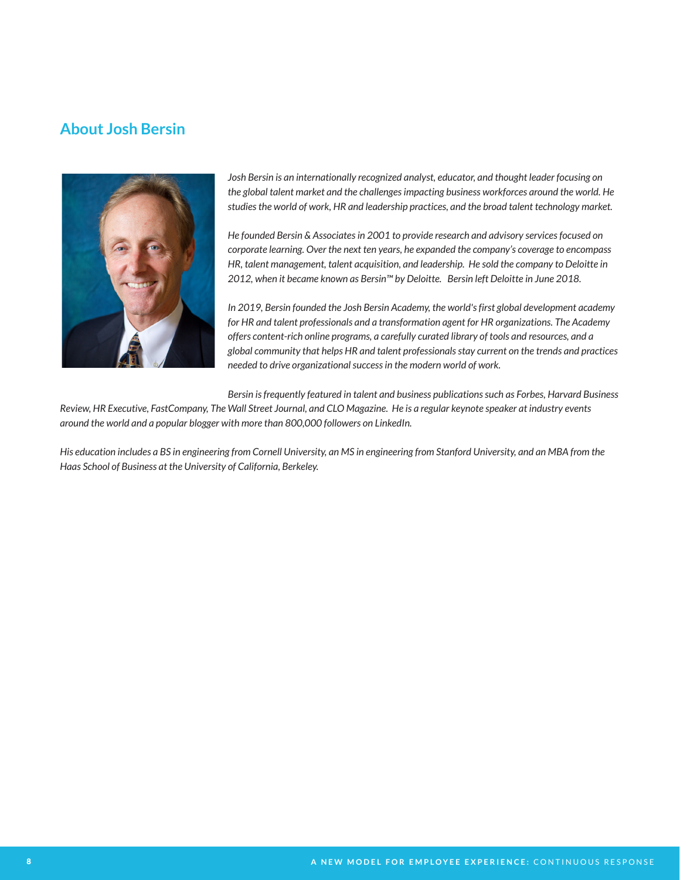## About Josh Bersin

*Josh Bersin is an internationally recognized analyst, educator, and thought leader focusing on the global talent market and the challenges impacting business workforces around the world. He studies the world of work, HR and leadership practices, and the broad talent technology market.*

*He founded Bersin & Associates in 2001 to provide research and advisory services focused on corporate learning. Over the next ten years, he expanded the company's coverage to encompass HR, talent management, talent acquisition, and leadership. He sold the company to Deloitte in 2012, when it became known as Bersin™ by Deloitte. Bersin left Deloitte in June 2018.*

*In 2019, Bersin founded the Josh Bersin Academy, the world's first global development academy for HR and talent professionals and a transformation agent for HR organizations. The Academy offers content-rich online programs, a carefully curated library of tools and resources, and a global community that helps HR and talent professionals stay current on the trends and practices needed to drive organizational success in the modern world of work.*

*Bersin is frequently featured in talent and business publications such as Forbes, Harvard Business Review, HR Executive, FastCompany, The Wall Street Journal, and CLO Magazine. He is a regular keynote speaker at industry events around the world and a popular blogger with more than 800,000 followers on LinkedIn.*

*His education includes a BS in engineering from Cornell University, an MS in engineering from Stanford University, and an MBA from the Haas School of Business at the University of California, Berkeley.*